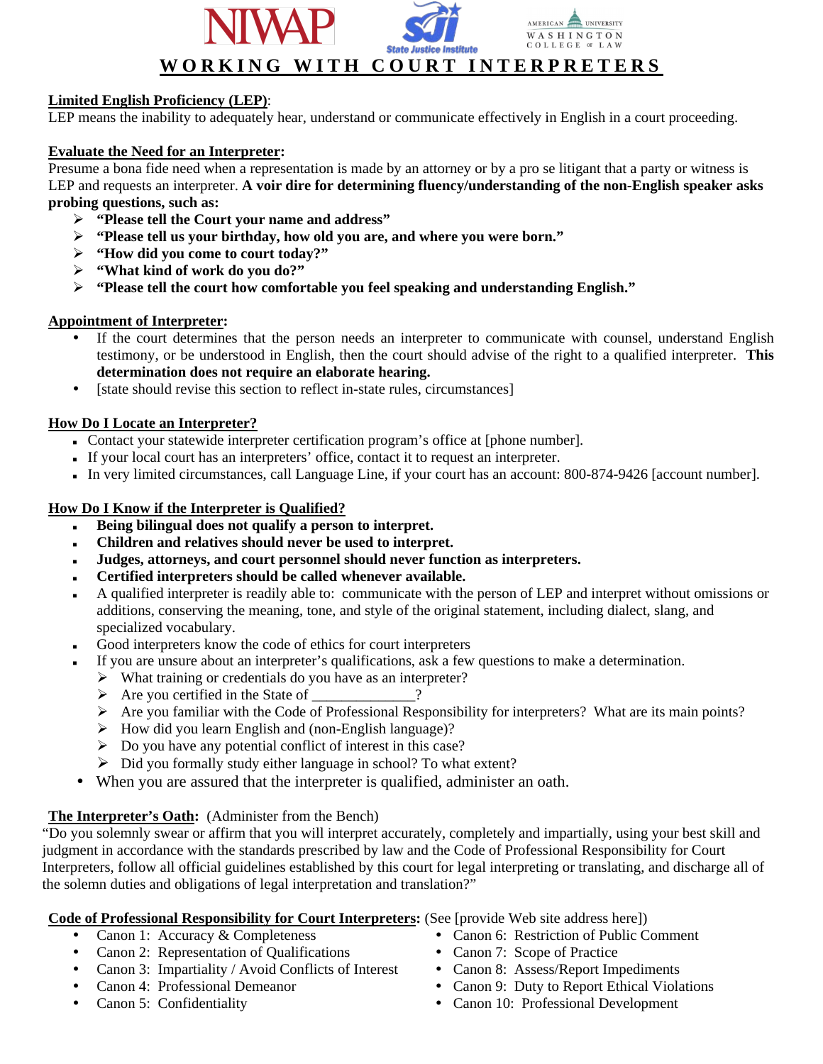# WORKING WITH COURT INTERPRETERS

**Limited English Proficiency (LEP)**:
LEP means the inability to adequately hear, understand or communicate effectively in English in a court proceeding.

**Evaluate the Need for an Interpreter:**
Presume a bona fide need when a representation is made by an attorney or by a pro se litigant that a party or witness is LEP and requests an interpreter. **A voir dire for determining fluency/understanding of the non-English speaker asks probing questions, such as:**

- **"Please tell the Court your name and address"**
- **"Please tell us your birthday, how old you are, and where you were born."**
- **"How did you come to court today?"**
- **"What kind of work do you do?"**
- **"Please tell the court how comfortable you feel speaking and understanding English."**

**Appointment of Interpreter:**

- If the court determines that the person needs an interpreter to communicate with counsel, understand English testimony, or be understood in English, then the court should advise of the right to a qualified interpreter. **This determination does not require an elaborate hearing.**
- [state should revise this section to reflect in-state rules, circumstances]

**How Do I Locate an Interpreter?**

- Contact your statewide interpreter certification program's office at [phone number].
- If your local court has an interpreters' office, contact it to request an interpreter.
- In very limited circumstances, call Language Line, if your court has an account: 800-874-9426 [account number].

**How Do I Know if the Interpreter is Qualified?**

- **Being bilingual does not qualify a person to interpret.**
- **Children and relatives should never be used to interpret.**
- **Judges, attorneys, and court personnel should never function as interpreters.**
- **Certified interpreters should be called whenever available.**
- A qualified interpreter is readily able to: communicate with the person of LEP and interpret without omissions or additions, conserving the meaning, tone, and style of the original statement, including dialect, slang, and specialized vocabulary.
- Good interpreters know the code of ethics for court interpreters
- If you are unsure about an interpreter's qualifications, ask a few questions to make a determination.
  - What training or credentials do you have as an interpreter?
  - Are you certified in the State of _____________?
  - Are you familiar with the Code of Professional Responsibility for interpreters? What are its main points?
  - How did you learn English and (non-English language)?
  - Do you have any potential conflict of interest in this case?
  - Did you formally study either language in school? To what extent?
- When you are assured that the interpreter is qualified, administer an oath.

**The Interpreter's Oath:** (Administer from the Bench)
"Do you solemnly swear or affirm that you will interpret accurately, completely and impartially, using your best skill and judgment in accordance with the standards prescribed by law and the Code of Professional Responsibility for Court Interpreters, follow all official guidelines established by this court for legal interpreting or translating, and discharge all of the solemn duties and obligations of legal interpretation and translation?"

**Code of Professional Responsibility for Court Interpreters:** (See [provide Web site address here])

- Canon 1: Accuracy & Completeness
- Canon 2: Representation of Qualifications
- Canon 3: Impartiality / Avoid Conflicts of Interest
- Canon 4: Professional Demeanor
- Canon 5: Confidentiality
- Canon 6: Restriction of Public Comment
- Canon 7: Scope of Practice
- Canon 8: Assess/Report Impediments
- Canon 9: Duty to Report Ethical Violations
- Canon 10: Professional Development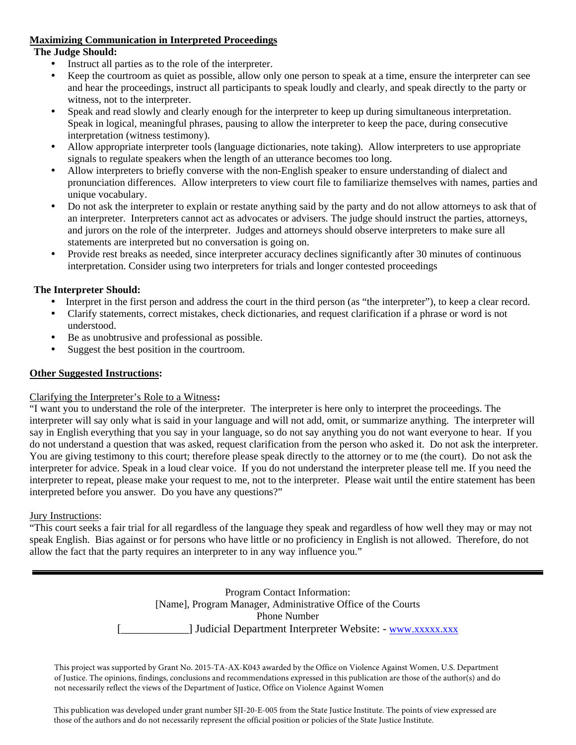## Maximizing Communication in Interpreted Proceedings

### The Judge Should:

- Instruct all parties as to the role of the interpreter.
- Keep the courtroom as quiet as possible, allow only one person to speak at a time, ensure the interpreter can see and hear the proceedings, instruct all participants to speak loudly and clearly, and speak directly to the party or witness, not to the interpreter.
- Speak and read slowly and clearly enough for the interpreter to keep up during simultaneous interpretation. Speak in logical, meaningful phrases, pausing to allow the interpreter to keep the pace, during consecutive interpretation (witness testimony).
- Allow appropriate interpreter tools (language dictionaries, note taking). Allow interpreters to use appropriate signals to regulate speakers when the length of an utterance becomes too long.
- Allow interpreters to briefly converse with the non-English speaker to ensure understanding of dialect and pronunciation differences. Allow interpreters to view court file to familiarize themselves with names, parties and unique vocabulary.
- Do not ask the interpreter to explain or restate anything said by the party and do not allow attorneys to ask that of an interpreter. Interpreters cannot act as advocates or advisers. The judge should instruct the parties, attorneys, and jurors on the role of the interpreter. Judges and attorneys should observe interpreters to make sure all statements are interpreted but no conversation is going on.
- Provide rest breaks as needed, since interpreter accuracy declines significantly after 30 minutes of continuous interpretation. Consider using two interpreters for trials and longer contested proceedings

### The Interpreter Should:

- Interpret in the first person and address the court in the third person (as "the interpreter"), to keep a clear record.
- Clarify statements, correct mistakes, check dictionaries, and request clarification if a phrase or word is not understood.
- Be as unobtrusive and professional as possible.
- Suggest the best position in the courtroom.

## Other Suggested Instructions:

**Clarifying the Interpreter's Role to a Witness:**

"I want you to understand the role of the interpreter. The interpreter is here only to interpret the proceedings. The interpreter will say only what is said in your language and will not add, omit, or summarize anything. The interpreter will say in English everything that you say in your language, so do not say anything you do not want everyone to hear. If you do not understand a question that was asked, request clarification from the person who asked it. Do not ask the interpreter. You are giving testimony to this court; therefore please speak directly to the attorney or to me (the court). Do not ask the interpreter for advice. Speak in a loud clear voice. If you do not understand the interpreter please tell me. If you need the interpreter to repeat, please make your request to me, not to the interpreter. Please wait until the entire statement has been interpreted before you answer. Do you have any questions?"

**Jury Instructions:**

"This court seeks a fair trial for all regardless of the language they speak and regardless of how well they may or may not speak English. Bias against or for persons who have little or no proficiency in English is not allowed. Therefore, do not allow the fact that the party requires an interpreter to in any way influence you."

---

Program Contact Information:
[Name], Program Manager, Administrative Office of the Courts
Phone Number
[____________] Judicial Department Interpreter Website: - www.xxxxx.xxx

This project was supported by Grant No. 2015-TA-AX-K043 awarded by the Office on Violence Against Women, U.S. Department of Justice. The opinions, findings, conclusions and recommendations expressed in this publication are those of the author(s) and do not necessarily reflect the views of the Department of Justice, Office on Violence Against Women

This publication was developed under grant number SJI-20-E-005 from the State Justice Institute. The points of view expressed are those of the authors and do not necessarily represent the official position or policies of the State Justice Institute.